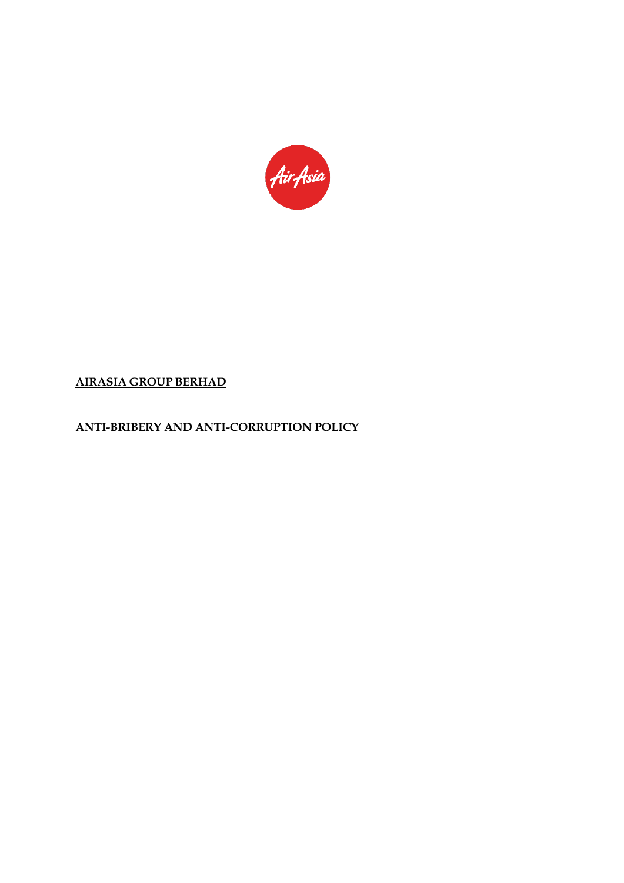**AIRASIA GROUP BERHAD**

**ANTI-BRIBERY AND ANTI-CORRUPTION POLICY**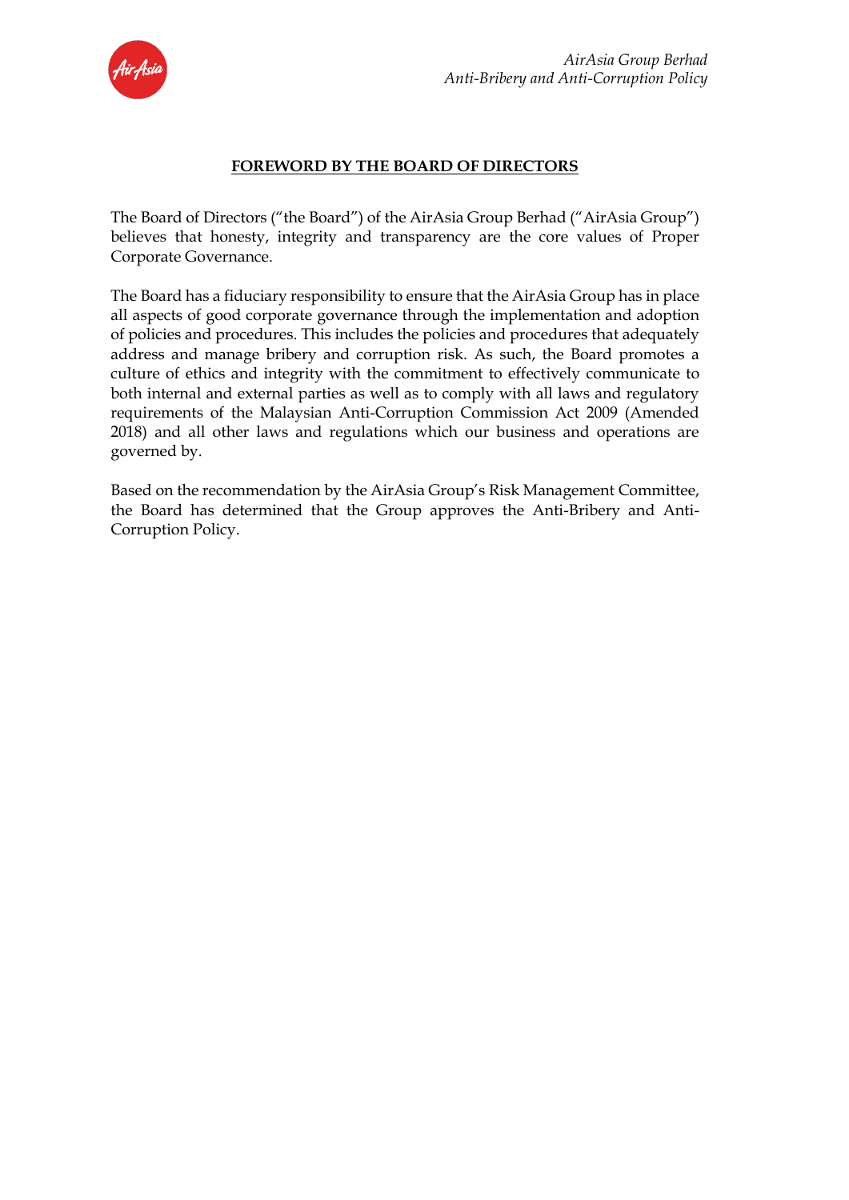## FOREWORD BY THE BOARD OF DIRECTORS

The Board of Directors ("the Board") of the AirAsia Group Berhad ("AirAsia Group") believes that honesty, integrity and transparency are the core values of Proper Corporate Governance.

The Board has a fiduciary responsibility to ensure that the AirAsia Group has in place all aspects of good corporate governance through the implementation and adoption of policies and procedures. This includes the policies and procedures that adequately address and manage bribery and corruption risk. As such, the Board promotes a culture of ethics and integrity with the commitment to effectively communicate to both internal and external parties as well as to comply with all laws and regulatory requirements of the Malaysian Anti-Corruption Commission Act 2009 (Amended 2018) and all other laws and regulations which our business and operations are governed by.

Based on the recommendation by the AirAsia Group's Risk Management Committee, the Board has determined that the Group approves the Anti-Bribery and Anti-Corruption Policy.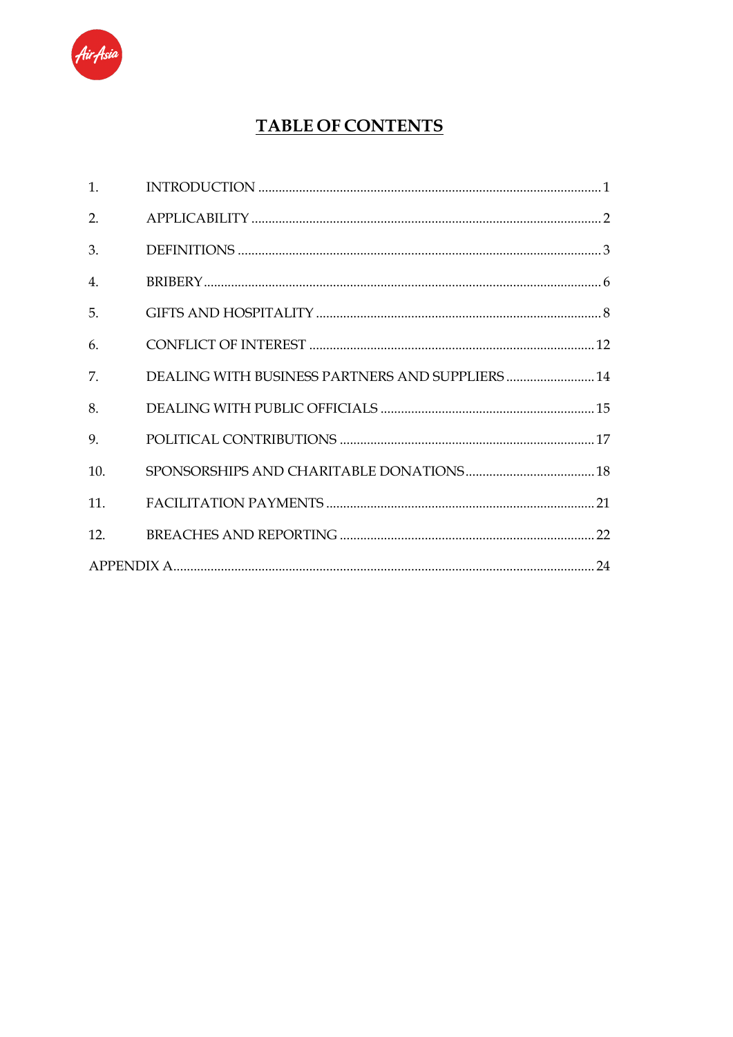# TABLE OF CONTENTS

| | | |
|---|---|---|
| 1. | INTRODUCTION | 1 |
| 2. | APPLICABILITY | 2 |
| 3. | DEFINITIONS | 3 |
| 4. | BRIBERY | 6 |
| 5. | GIFTS AND HOSPITALITY | 8 |
| 6. | CONFLICT OF INTEREST | 12 |
| 7. | DEALING WITH BUSINESS PARTNERS AND SUPPLIERS | 14 |
| 8. | DEALING WITH PUBLIC OFFICIALS | 15 |
| 9. | POLITICAL CONTRIBUTIONS | 17 |
| 10. | SPONSORSHIPS AND CHARITABLE DONATIONS | 18 |
| 11. | FACILITATION PAYMENTS | 21 |
| 12. | BREACHES AND REPORTING | 22 |
| APPENDIX A | | 24 |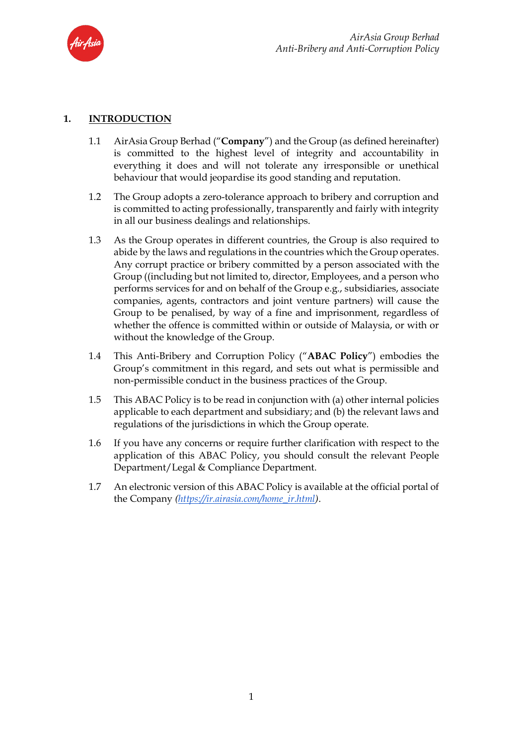## 1. INTRODUCTION

1.1 AirAsia Group Berhad ("**Company**") and the Group (as defined hereinafter) is committed to the highest level of integrity and accountability in everything it does and will not tolerate any irresponsible or unethical behaviour that would jeopardise its good standing and reputation.

1.2 The Group adopts a zero-tolerance approach to bribery and corruption and is committed to acting professionally, transparently and fairly with integrity in all our business dealings and relationships.

1.3 As the Group operates in different countries, the Group is also required to abide by the laws and regulations in the countries which the Group operates. Any corrupt practice or bribery committed by a person associated with the Group ((including but not limited to, director, Employees, and a person who performs services for and on behalf of the Group e.g., subsidiaries, associate companies, agents, contractors and joint venture partners) will cause the Group to be penalised, by way of a fine and imprisonment, regardless of whether the offence is committed within or outside of Malaysia, or with or without the knowledge of the Group.

1.4 This Anti-Bribery and Corruption Policy ("**ABAC Policy**") embodies the Group's commitment in this regard, and sets out what is permissible and non-permissible conduct in the business practices of the Group.

1.5 This ABAC Policy is to be read in conjunction with (a) other internal policies applicable to each department and subsidiary; and (b) the relevant laws and regulations of the jurisdictions in which the Group operate.

1.6 If you have any concerns or require further clarification with respect to the application of this ABAC Policy, you should consult the relevant People Department/Legal & Compliance Department.

1.7 An electronic version of this ABAC Policy is available at the official portal of the Company (*https://ir.airasia.com/home_ir.html*).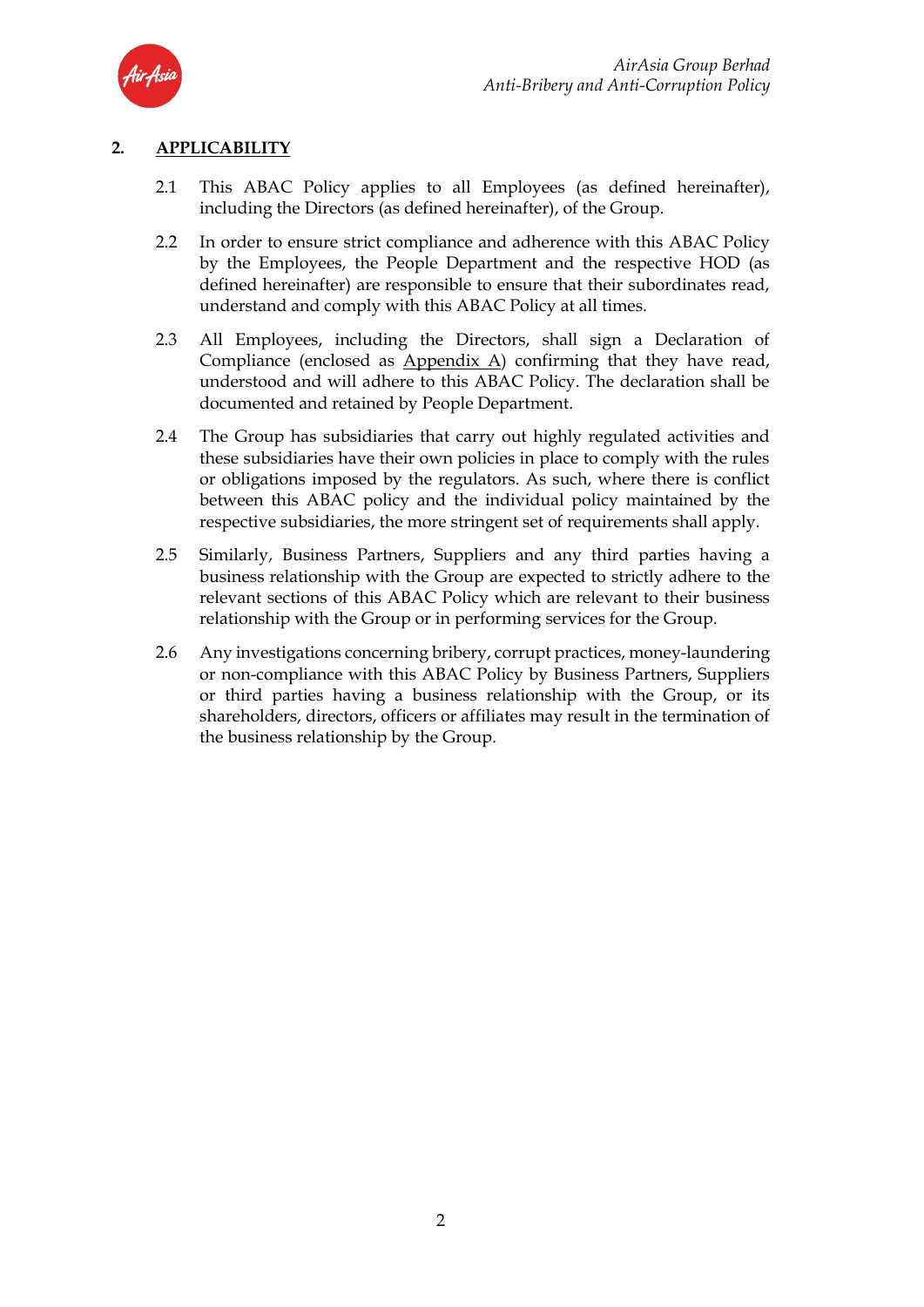## 2. APPLICABILITY

2.1 This ABAC Policy applies to all Employees (as defined hereinafter), including the Directors (as defined hereinafter), of the Group.

2.2 In order to ensure strict compliance and adherence with this ABAC Policy by the Employees, the People Department and the respective HOD (as defined hereinafter) are responsible to ensure that their subordinates read, understand and comply with this ABAC Policy at all times.

2.3 All Employees, including the Directors, shall sign a Declaration of Compliance (enclosed as Appendix A) confirming that they have read, understood and will adhere to this ABAC Policy. The declaration shall be documented and retained by People Department.

2.4 The Group has subsidiaries that carry out highly regulated activities and these subsidiaries have their own policies in place to comply with the rules or obligations imposed by the regulators. As such, where there is conflict between this ABAC policy and the individual policy maintained by the respective subsidiaries, the more stringent set of requirements shall apply.

2.5 Similarly, Business Partners, Suppliers and any third parties having a business relationship with the Group are expected to strictly adhere to the relevant sections of this ABAC Policy which are relevant to their business relationship with the Group or in performing services for the Group.

2.6 Any investigations concerning bribery, corrupt practices, money-laundering or non-compliance with this ABAC Policy by Business Partners, Suppliers or third parties having a business relationship with the Group, or its shareholders, directors, officers or affiliates may result in the termination of the business relationship by the Group.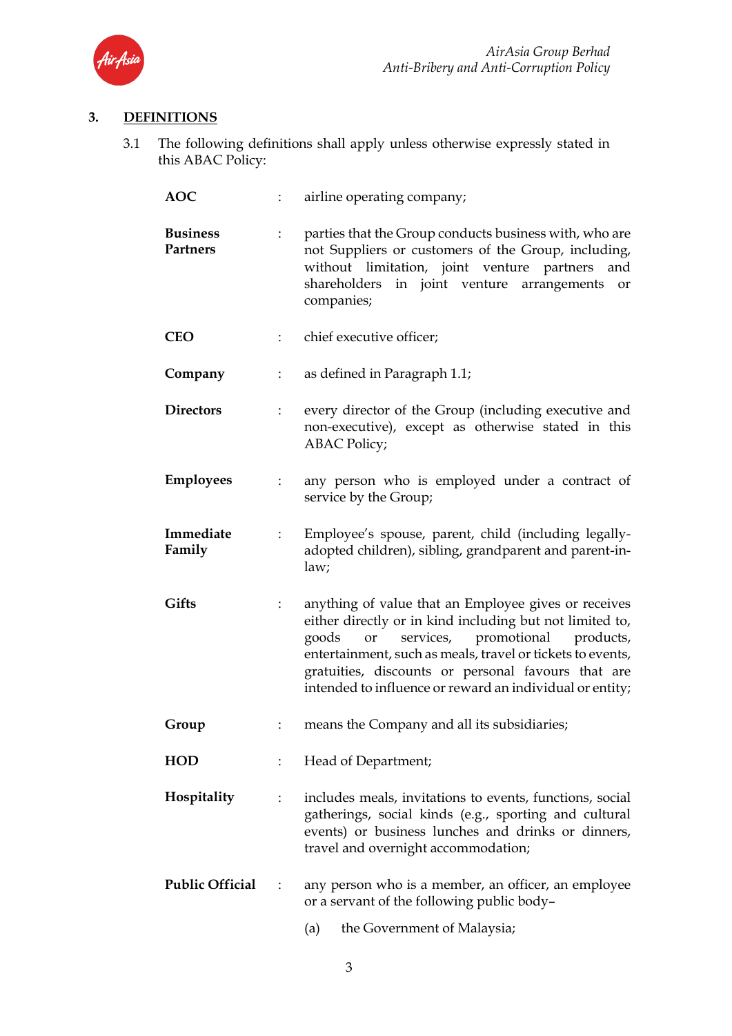## 3. DEFINITIONS

3.1 The following definitions shall apply unless otherwise expressly stated in this ABAC Policy:

| | | |
|---|---|---|
| **AOC** | : | airline operating company; |
| **Business Partners** | : | parties that the Group conducts business with, who are not Suppliers or customers of the Group, including, without limitation, joint venture partners and shareholders in joint venture arrangements or companies; |
| **CEO** | : | chief executive officer; |
| **Company** | : | as defined in Paragraph 1.1; |
| **Directors** | : | every director of the Group (including executive and non-executive), except as otherwise stated in this ABAC Policy; |
| **Employees** | : | any person who is employed under a contract of service by the Group; |
| **Immediate Family** | : | Employee's spouse, parent, child (including legally-adopted children), sibling, grandparent and parent-in-law; |
| **Gifts** | : | anything of value that an Employee gives or receives either directly or in kind including but not limited to, goods or services, promotional products, entertainment, such as meals, travel or tickets to events, gratuities, discounts or personal favours that are intended to influence or reward an individual or entity; |
| **Group** | : | means the Company and all its subsidiaries; |
| **HOD** | : | Head of Department; |
| **Hospitality** | : | includes meals, invitations to events, functions, social gatherings, social kinds (e.g., sporting and cultural events) or business lunches and drinks or dinners, travel and overnight accommodation; |
| **Public Official** | : | any person who is a member, an officer, an employee or a servant of the following public body–<br>(a) the Government of Malaysia; |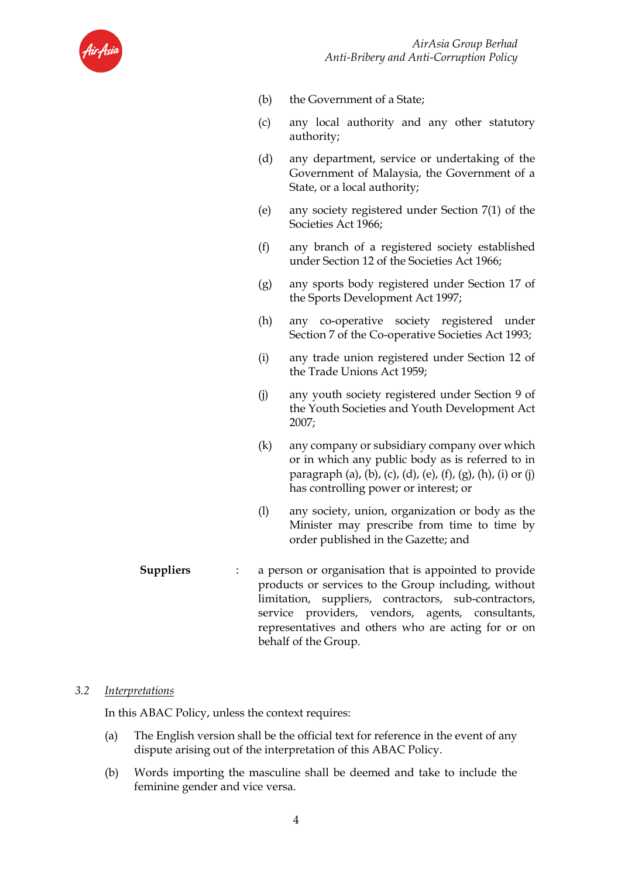(b) the Government of a State;

(c) any local authority and any other statutory authority;

(d) any department, service or undertaking of the Government of Malaysia, the Government of a State, or a local authority;

(e) any society registered under Section 7(1) of the Societies Act 1966;

(f) any branch of a registered society established under Section 12 of the Societies Act 1966;

(g) any sports body registered under Section 17 of the Sports Development Act 1997;

(h) any co-operative society registered under Section 7 of the Co-operative Societies Act 1993;

(i) any trade union registered under Section 12 of the Trade Unions Act 1959;

(j) any youth society registered under Section 9 of the Youth Societies and Youth Development Act 2007;

(k) any company or subsidiary company over which or in which any public body as is referred to in paragraph (a), (b), (c), (d), (e), (f), (g), (h), (i) or (j) has controlling power or interest; or

(l) any society, union, organization or body as the Minister may prescribe from time to time by order published in the Gazette; and

**Suppliers** : a person or organisation that is appointed to provide products or services to the Group including, without limitation, suppliers, contractors, sub-contractors, service providers, vendors, agents, consultants, representatives and others who are acting for or on behalf of the Group.

### *3.2 Interpretations*

In this ABAC Policy, unless the context requires:

(a) The English version shall be the official text for reference in the event of any dispute arising out of the interpretation of this ABAC Policy.

(b) Words importing the masculine shall be deemed and take to include the feminine gender and vice versa.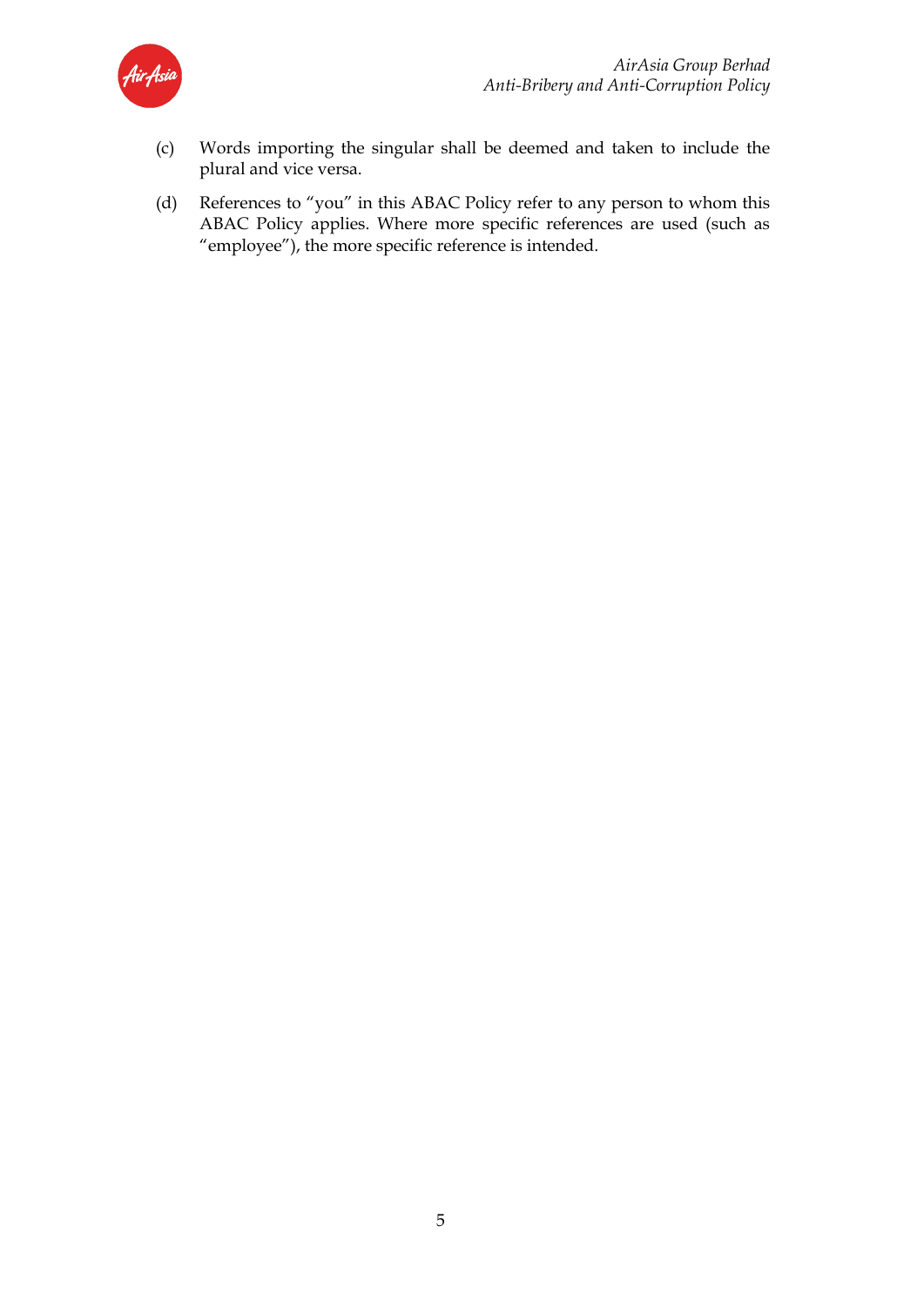(c) Words importing the singular shall be deemed and taken to include the plural and vice versa.

(d) References to "you" in this ABAC Policy refer to any person to whom this ABAC Policy applies. Where more specific references are used (such as "employee"), the more specific reference is intended.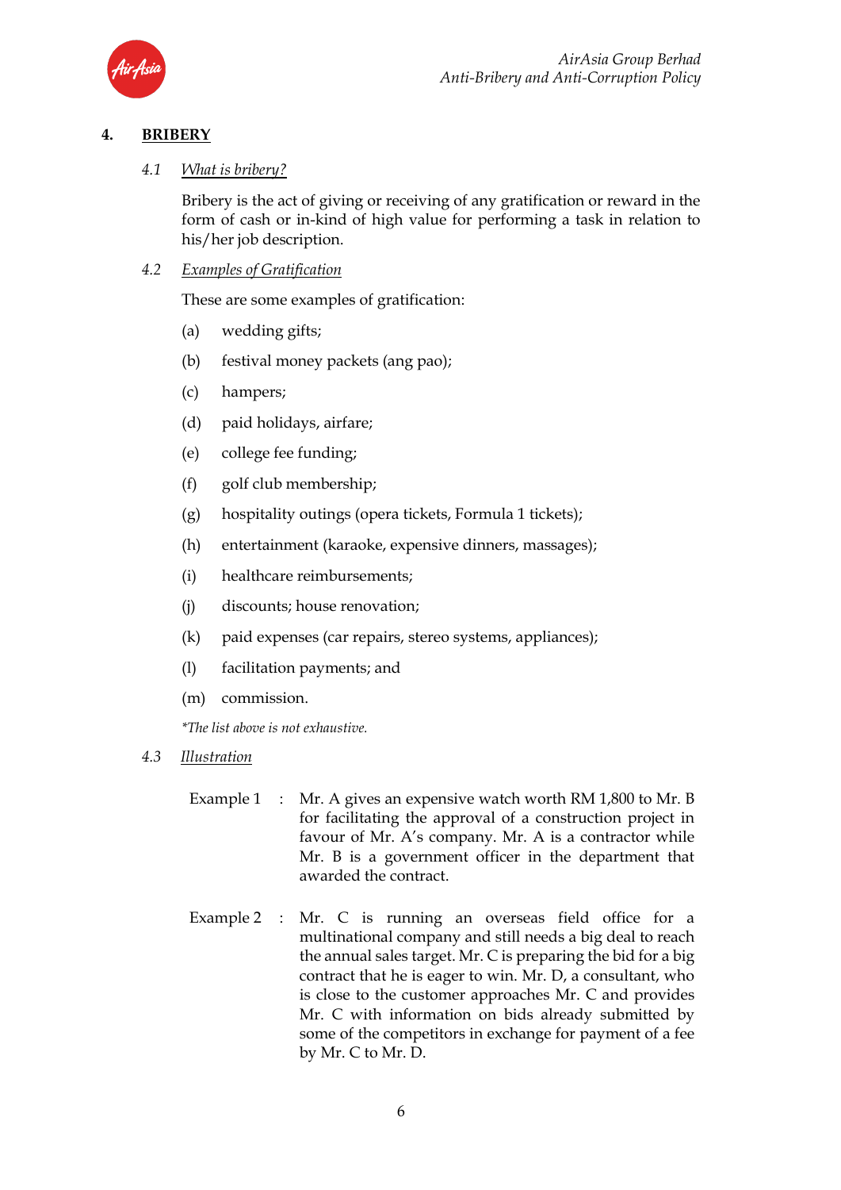## 4. BRIBERY

### 4.1 *What is bribery?*

Bribery is the act of giving or receiving of any gratification or reward in the form of cash or in-kind of high value for performing a task in relation to his/her job description.

### 4.2 *Examples of Gratification*

These are some examples of gratification:

(a) wedding gifts;

(b) festival money packets (ang pao);

(c) hampers;

(d) paid holidays, airfare;

(e) college fee funding;

(f) golf club membership;

(g) hospitality outings (opera tickets, Formula 1 tickets);

(h) entertainment (karaoke, expensive dinners, massages);

(i) healthcare reimbursements;

(j) discounts; house renovation;

(k) paid expenses (car repairs, stereo systems, appliances);

(l) facilitation payments; and

(m) commission.

*\*The list above is not exhaustive.*

### 4.3 *Illustration*

Example 1 : Mr. A gives an expensive watch worth RM 1,800 to Mr. B for facilitating the approval of a construction project in favour of Mr. A's company. Mr. A is a contractor while Mr. B is a government officer in the department that awarded the contract.

Example 2 : Mr. C is running an overseas field office for a multinational company and still needs a big deal to reach the annual sales target. Mr. C is preparing the bid for a big contract that he is eager to win. Mr. D, a consultant, who is close to the customer approaches Mr. C and provides Mr. C with information on bids already submitted by some of the competitors in exchange for payment of a fee by Mr. C to Mr. D.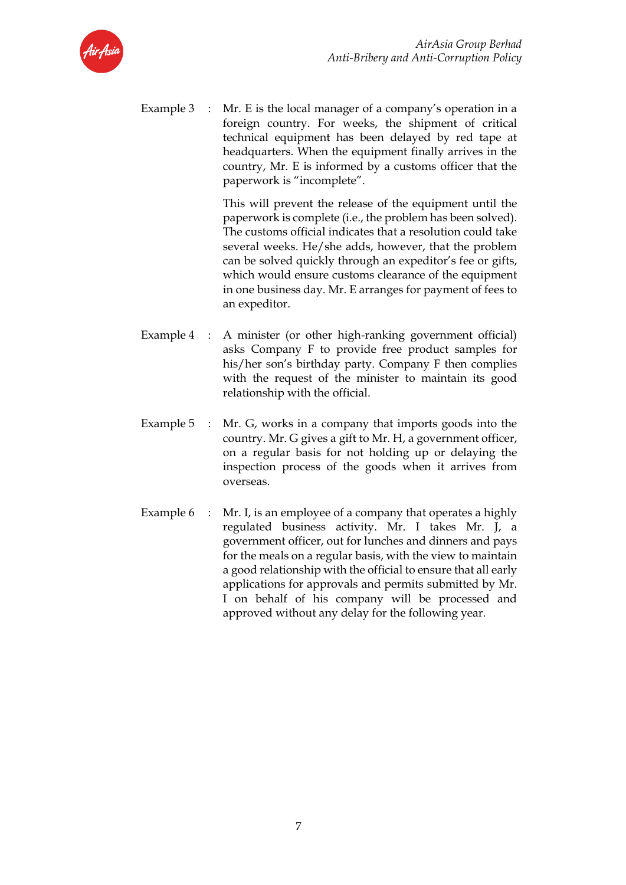Example 3 : Mr. E is the local manager of a company's operation in a foreign country. For weeks, the shipment of critical technical equipment has been delayed by red tape at headquarters. When the equipment finally arrives in the country, Mr. E is informed by a customs officer that the paperwork is "incomplete".

This will prevent the release of the equipment until the paperwork is complete (i.e., the problem has been solved). The customs official indicates that a resolution could take several weeks. He/she adds, however, that the problem can be solved quickly through an expeditor's fee or gifts, which would ensure customs clearance of the equipment in one business day. Mr. E arranges for payment of fees to an expeditor.

Example 4 : A minister (or other high-ranking government official) asks Company F to provide free product samples for his/her son's birthday party. Company F then complies with the request of the minister to maintain its good relationship with the official.

Example 5 : Mr. G, works in a company that imports goods into the country. Mr. G gives a gift to Mr. H, a government officer, on a regular basis for not holding up or delaying the inspection process of the goods when it arrives from overseas.

Example 6 : Mr. I, is an employee of a company that operates a highly regulated business activity. Mr. I takes Mr. J, a government officer, out for lunches and dinners and pays for the meals on a regular basis, with the view to maintain a good relationship with the official to ensure that all early applications for approvals and permits submitted by Mr. I on behalf of his company will be processed and approved without any delay for the following year.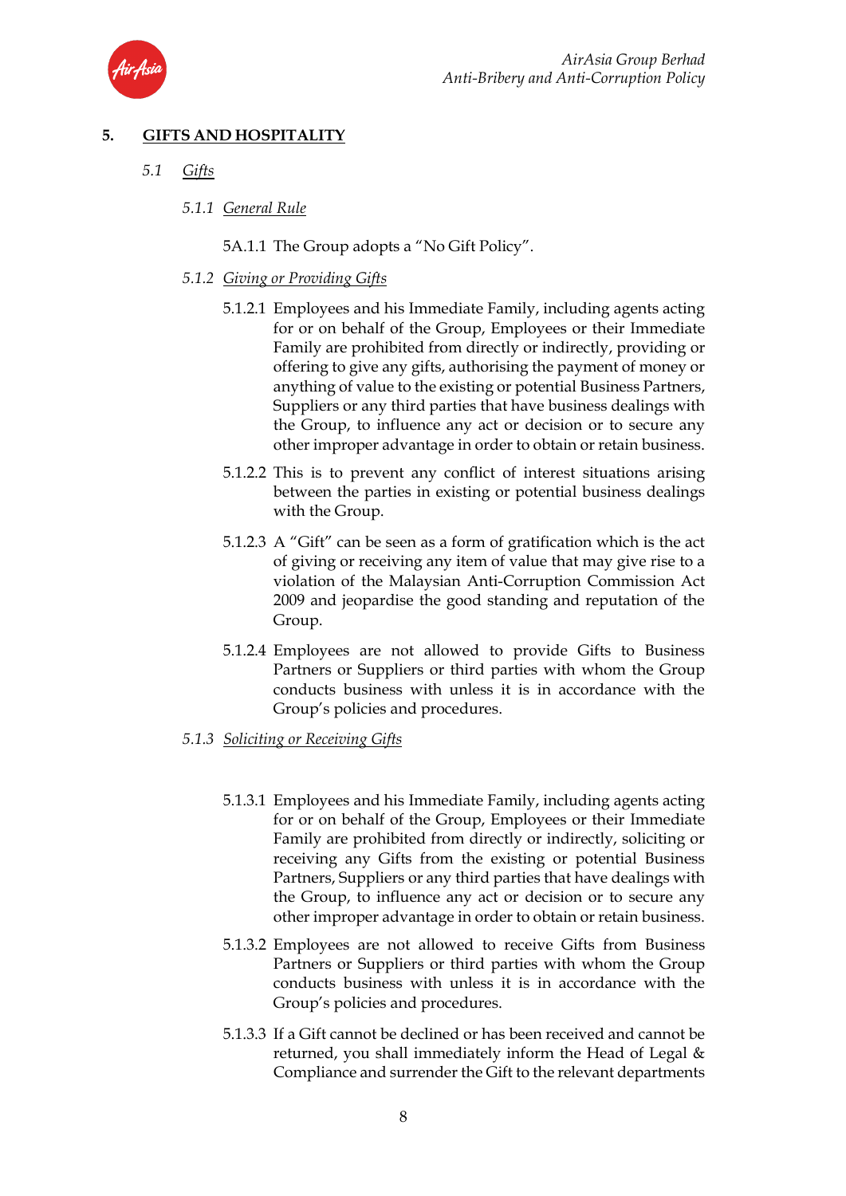## 5. GIFTS AND HOSPITALITY

### *5.1 Gifts*

#### *5.1.1 General Rule*

5A.1.1 The Group adopts a "No Gift Policy".

#### *5.1.2 Giving or Providing Gifts*

5.1.2.1 Employees and his Immediate Family, including agents acting for or on behalf of the Group, Employees or their Immediate Family are prohibited from directly or indirectly, providing or offering to give any gifts, authorising the payment of money or anything of value to the existing or potential Business Partners, Suppliers or any third parties that have business dealings with the Group, to influence any act or decision or to secure any other improper advantage in order to obtain or retain business.

5.1.2.2 This is to prevent any conflict of interest situations arising between the parties in existing or potential business dealings with the Group.

5.1.2.3 A "Gift" can be seen as a form of gratification which is the act of giving or receiving any item of value that may give rise to a violation of the Malaysian Anti-Corruption Commission Act 2009 and jeopardise the good standing and reputation of the Group.

5.1.2.4 Employees are not allowed to provide Gifts to Business Partners or Suppliers or third parties with whom the Group conducts business with unless it is in accordance with the Group's policies and procedures.

#### *5.1.3 Soliciting or Receiving Gifts*

5.1.3.1 Employees and his Immediate Family, including agents acting for or on behalf of the Group, Employees or their Immediate Family are prohibited from directly or indirectly, soliciting or receiving any Gifts from the existing or potential Business Partners, Suppliers or any third parties that have dealings with the Group, to influence any act or decision or to secure any other improper advantage in order to obtain or retain business.

5.1.3.2 Employees are not allowed to receive Gifts from Business Partners or Suppliers or third parties with whom the Group conducts business with unless it is in accordance with the Group's policies and procedures.

5.1.3.3 If a Gift cannot be declined or has been received and cannot be returned, you shall immediately inform the Head of Legal & Compliance and surrender the Gift to the relevant departments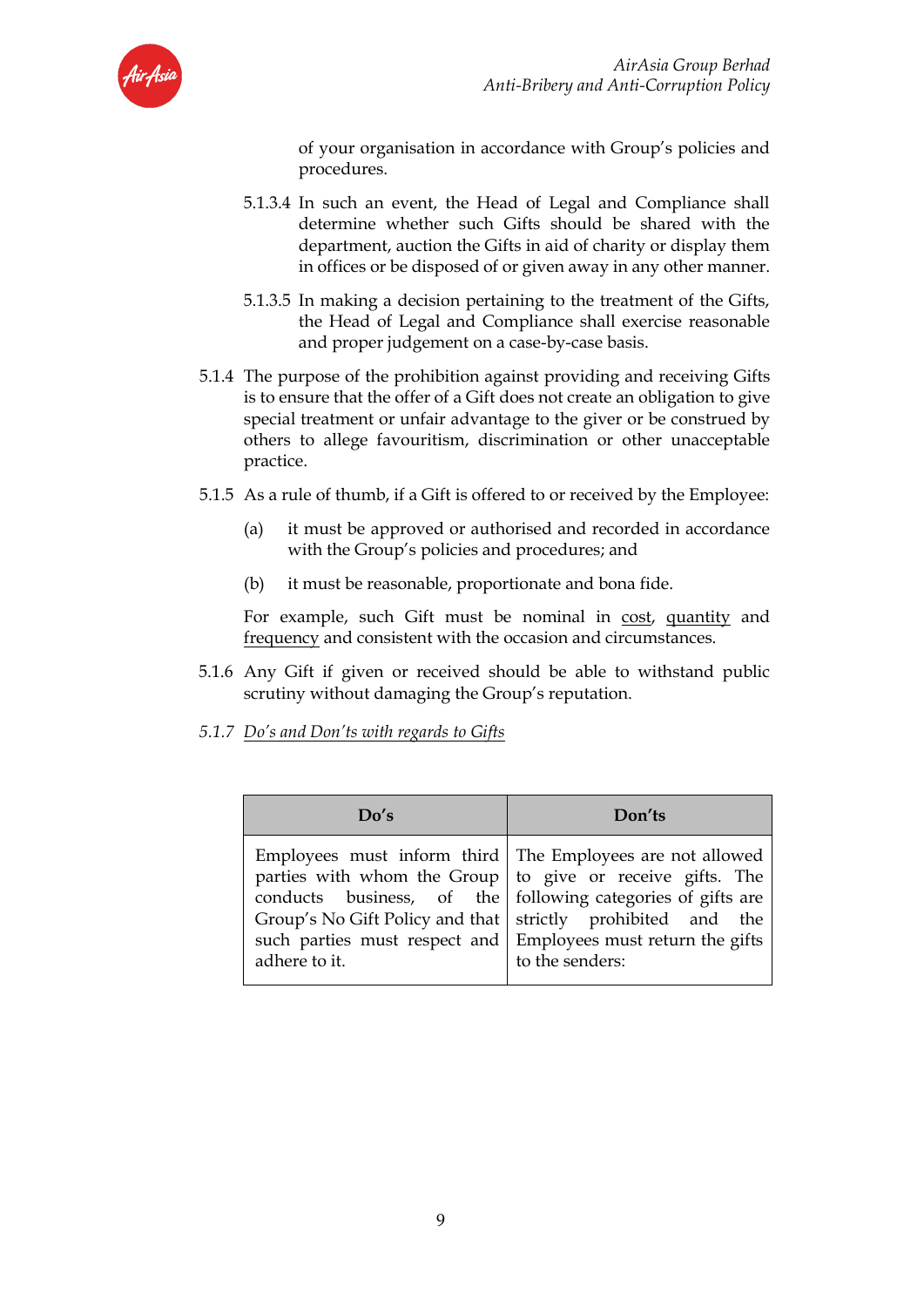of your organisation in accordance with Group's policies and procedures.

5.1.3.4 In such an event, the Head of Legal and Compliance shall determine whether such Gifts should be shared with the department, auction the Gifts in aid of charity or display them in offices or be disposed of or given away in any other manner.

5.1.3.5 In making a decision pertaining to the treatment of the Gifts, the Head of Legal and Compliance shall exercise reasonable and proper judgement on a case-by-case basis.

5.1.4 The purpose of the prohibition against providing and receiving Gifts is to ensure that the offer of a Gift does not create an obligation to give special treatment or unfair advantage to the giver or be construed by others to allege favouritism, discrimination or other unacceptable practice.

5.1.5 As a rule of thumb, if a Gift is offered to or received by the Employee:

(a) it must be approved or authorised and recorded in accordance with the Group's policies and procedures; and

(b) it must be reasonable, proportionate and bona fide.

For example, such Gift must be nominal in <u>cost</u>, <u>quantity</u> and <u>frequency</u> and consistent with the occasion and circumstances.

5.1.6 Any Gift if given or received should be able to withstand public scrutiny without damaging the Group's reputation.

*5.1.7 <u>Do's and Don'ts with regards to Gifts</u>*

| Do's | Don'ts |
|---|---|
| Employees must inform third parties with whom the Group conducts business, of the Group's No Gift Policy and that such parties must respect and adhere to it. | The Employees are not allowed to give or receive gifts. The following categories of gifts are strictly prohibited and the Employees must return the gifts to the senders: |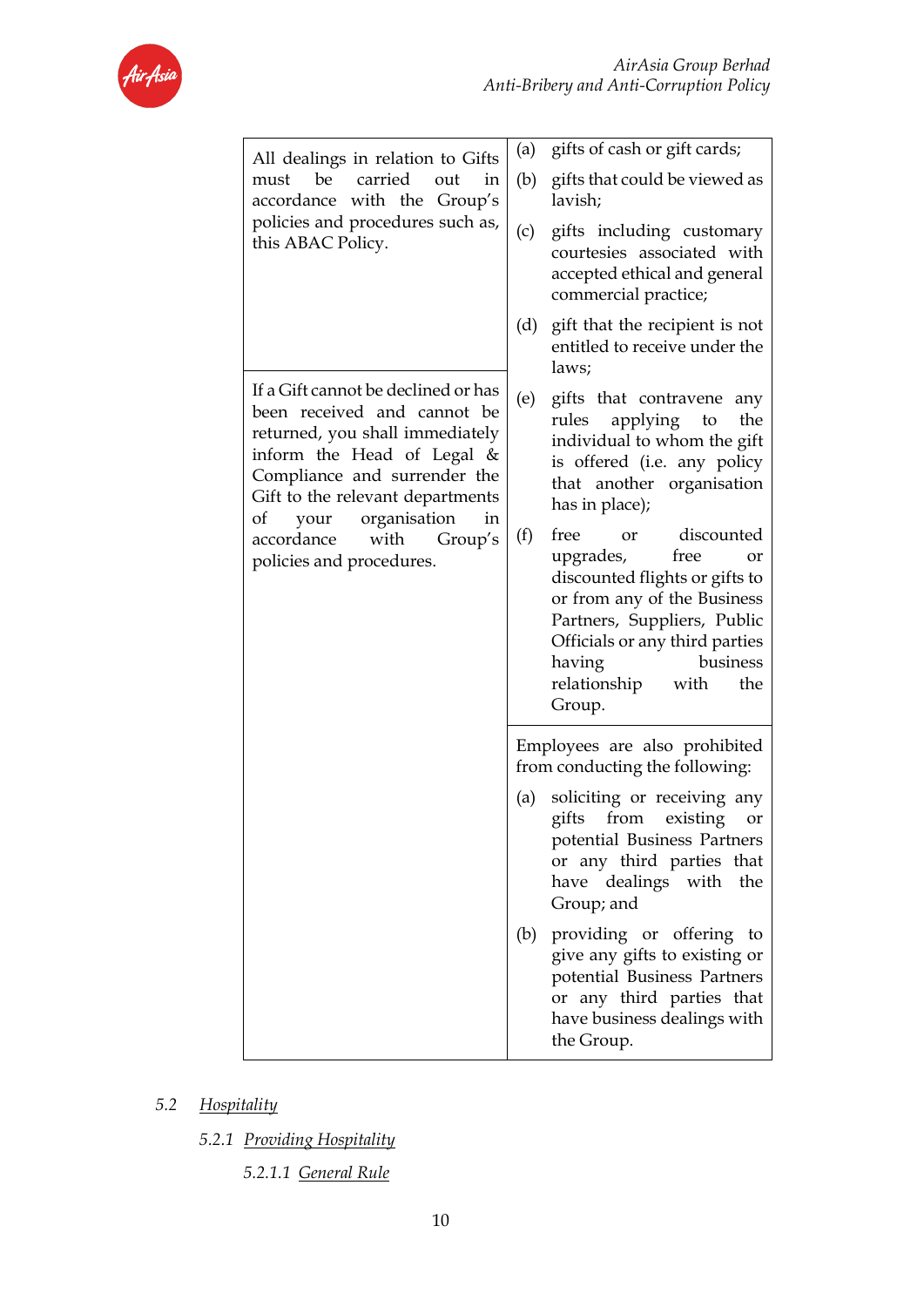| | |
|---|---|
| All dealings in relation to Gifts must be carried out in accordance with the Group's policies and procedures such as, this ABAC Policy. | (a) gifts of cash or gift cards;<br>(b) gifts that could be viewed as lavish;<br>(c) gifts including customary courtesies associated with accepted ethical and general commercial practice;<br>(d) gift that the recipient is not entitled to receive under the laws; |
| If a Gift cannot be declined or has been received and cannot be returned, you shall immediately inform the Head of Legal & Compliance and surrender the Gift to the relevant departments of your organisation in accordance with Group's policies and procedures. | (e) gifts that contravene any rules applying to the individual to whom the gift is offered (i.e. any policy that another organisation has in place);<br>(f) free or discounted upgrades, free or discounted flights or gifts to or from any of the Business Partners, Suppliers, Public Officials or any third parties having business relationship with the Group. |
| | Employees are also prohibited from conducting the following:<br>(a) soliciting or receiving any gifts from existing or potential Business Partners or any third parties that have dealings with the Group; and<br>(b) providing or offering to give any gifts to existing or potential Business Partners or any third parties that have business dealings with the Group. |

5.2 *Hospitality*

5.2.1 *Providing Hospitality*

5.2.1.1 *General Rule*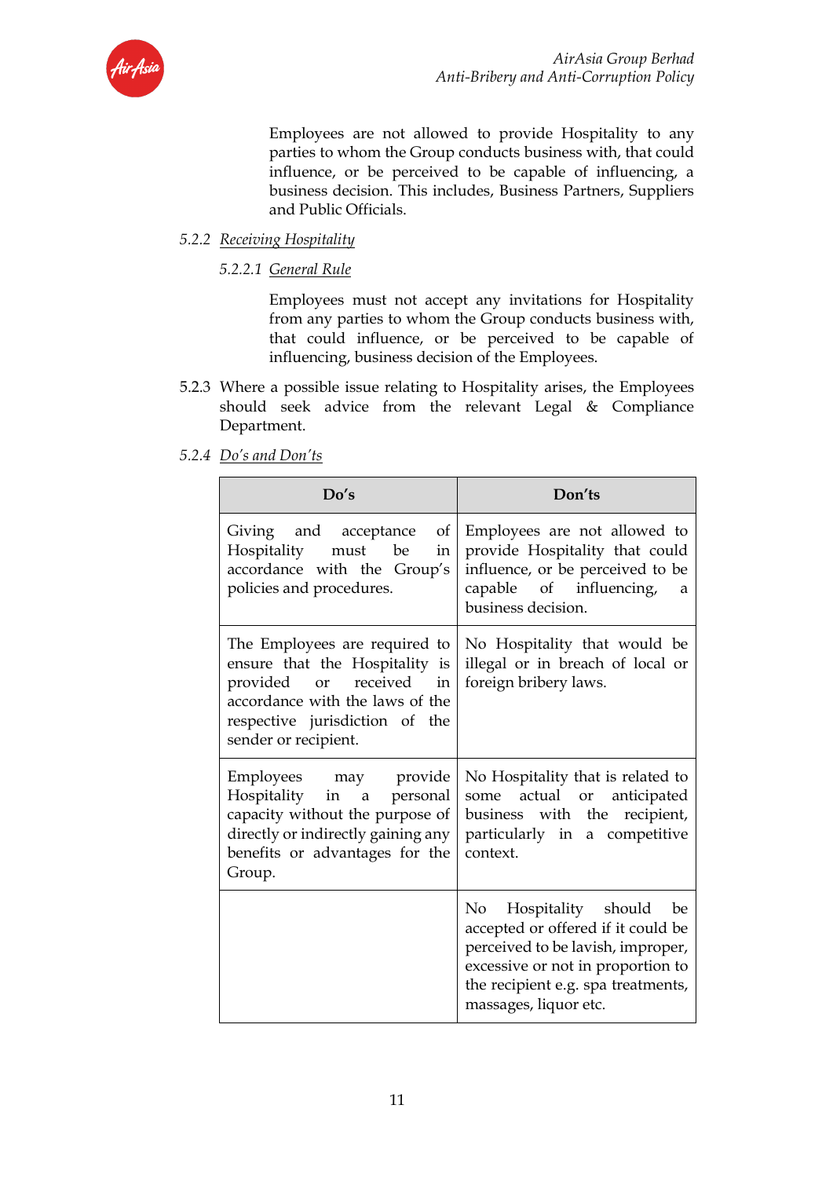Employees are not allowed to provide Hospitality to any parties to whom the Group conducts business with, that could influence, or be perceived to be capable of influencing, a business decision. This includes, Business Partners, Suppliers and Public Officials.

5.2.2 *Receiving Hospitality*

5.2.2.1 *General Rule*

Employees must not accept any invitations for Hospitality from any parties to whom the Group conducts business with, that could influence, or be perceived to be capable of influencing, business decision of the Employees.

5.2.3 Where a possible issue relating to Hospitality arises, the Employees should seek advice from the relevant Legal & Compliance Department.

5.2.4 *Do's and Don'ts*

| Do's | Don'ts |
|---|---|
| Giving and acceptance of Hospitality must be in accordance with the Group's policies and procedures. | Employees are not allowed to provide Hospitality that could influence, or be perceived to be capable of influencing, a business decision. |
| The Employees are required to ensure that the Hospitality is provided or received in accordance with the laws of the respective jurisdiction of the sender or recipient. | No Hospitality that would be illegal or in breach of local or foreign bribery laws. |
| Employees may provide Hospitality in a personal capacity without the purpose of directly or indirectly gaining any benefits or advantages for the Group. | No Hospitality that is related to some actual or anticipated business with the recipient, particularly in a competitive context. |
| | No Hospitality should be accepted or offered if it could be perceived to be lavish, improper, excessive or not in proportion to the recipient e.g. spa treatments, massages, liquor etc. |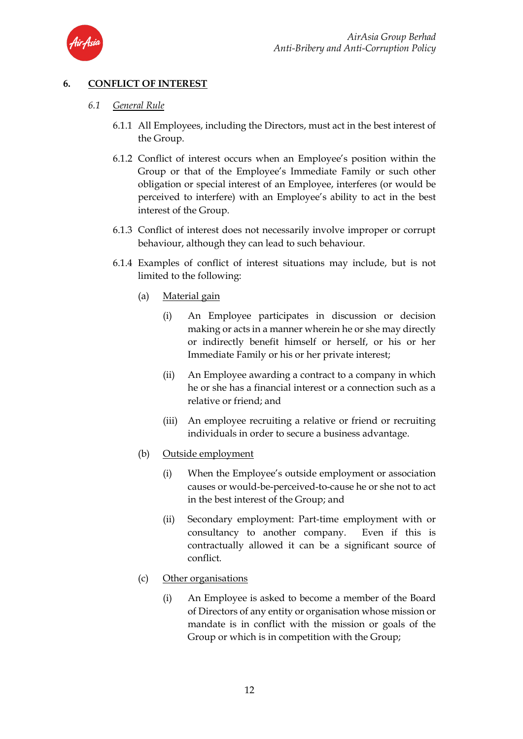## 6. <u>CONFLICT OF INTEREST</u>

### *6.1 <u>General Rule</u>*

6.1.1 All Employees, including the Directors, must act in the best interest of the Group.

6.1.2 Conflict of interest occurs when an Employee's position within the Group or that of the Employee's Immediate Family or such other obligation or special interest of an Employee, interferes (or would be perceived to interfere) with an Employee's ability to act in the best interest of the Group.

6.1.3 Conflict of interest does not necessarily involve improper or corrupt behaviour, although they can lead to such behaviour.

6.1.4 Examples of conflict of interest situations may include, but is not limited to the following:

(a) <u>Material gain</u>

(i) An Employee participates in discussion or decision making or acts in a manner wherein he or she may directly or indirectly benefit himself or herself, or his or her Immediate Family or his or her private interest;

(ii) An Employee awarding a contract to a company in which he or she has a financial interest or a connection such as a relative or friend; and

(iii) An employee recruiting a relative or friend or recruiting individuals in order to secure a business advantage.

(b) <u>Outside employment</u>

(i) When the Employee's outside employment or association causes or would-be-perceived-to-cause he or she not to act in the best interest of the Group; and

(ii) Secondary employment: Part-time employment with or consultancy to another company. Even if this is contractually allowed it can be a significant source of conflict.

(c) <u>Other organisations</u>

(i) An Employee is asked to become a member of the Board of Directors of any entity or organisation whose mission or mandate is in conflict with the mission or goals of the Group or which is in competition with the Group;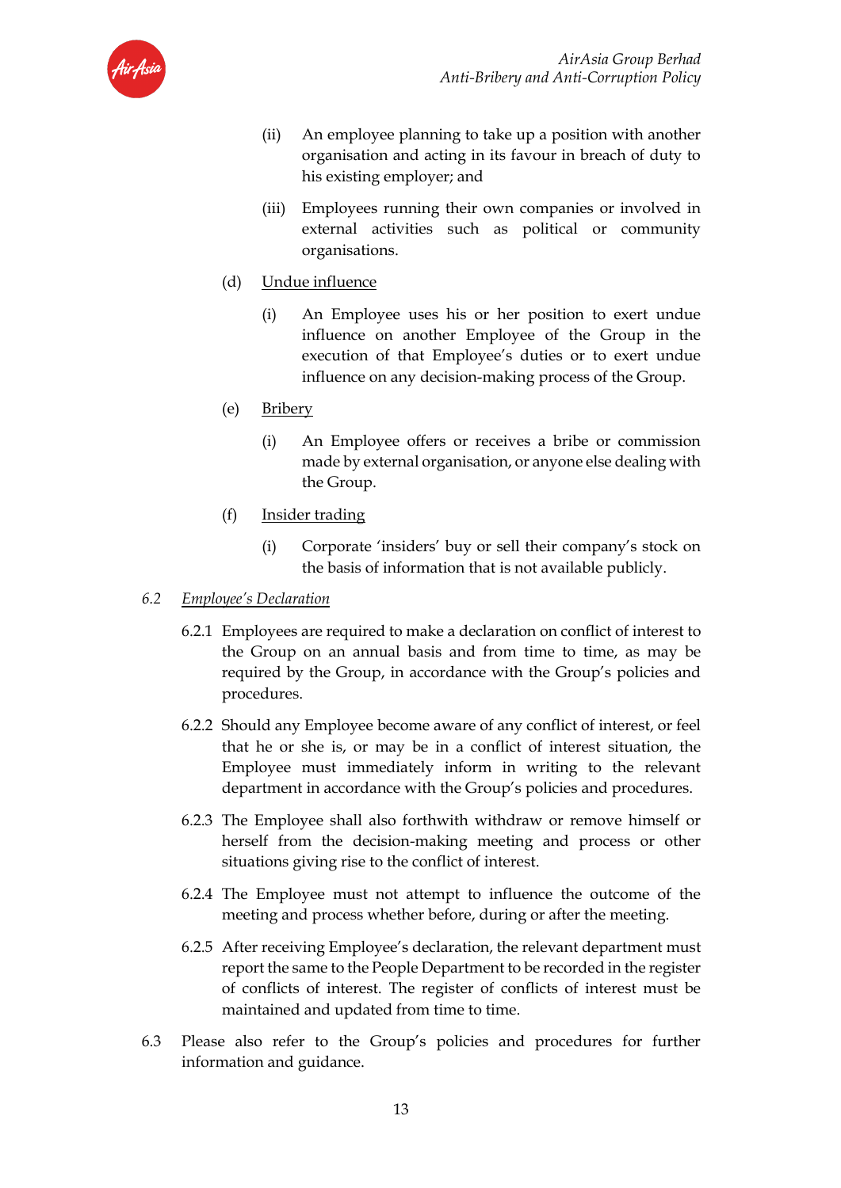(ii) An employee planning to take up a position with another organisation and acting in its favour in breach of duty to his existing employer; and

(iii) Employees running their own companies or involved in external activities such as political or community organisations.

(d) Undue influence

(i) An Employee uses his or her position to exert undue influence on another Employee of the Group in the execution of that Employee's duties or to exert undue influence on any decision-making process of the Group.

(e) Bribery

(i) An Employee offers or receives a bribe or commission made by external organisation, or anyone else dealing with the Group.

(f) Insider trading

(i) Corporate 'insiders' buy or sell their company's stock on the basis of information that is not available publicly.

*6.2 Employee's Declaration*

6.2.1 Employees are required to make a declaration on conflict of interest to the Group on an annual basis and from time to time, as may be required by the Group, in accordance with the Group's policies and procedures.

6.2.2 Should any Employee become aware of any conflict of interest, or feel that he or she is, or may be in a conflict of interest situation, the Employee must immediately inform in writing to the relevant department in accordance with the Group's policies and procedures.

6.2.3 The Employee shall also forthwith withdraw or remove himself or herself from the decision-making meeting and process or other situations giving rise to the conflict of interest.

6.2.4 The Employee must not attempt to influence the outcome of the meeting and process whether before, during or after the meeting.

6.2.5 After receiving Employee's declaration, the relevant department must report the same to the People Department to be recorded in the register of conflicts of interest. The register of conflicts of interest must be maintained and updated from time to time.

6.3 Please also refer to the Group's policies and procedures for further information and guidance.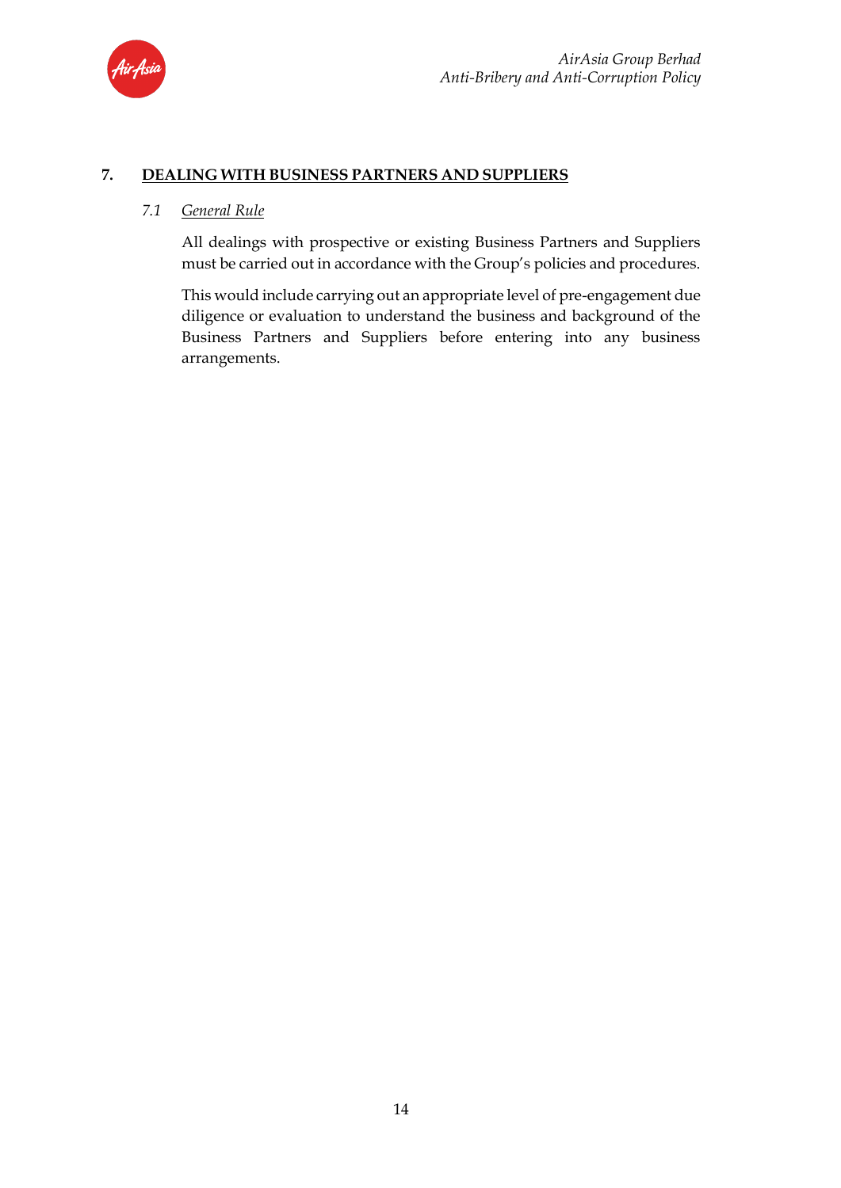## 7. DEALING WITH BUSINESS PARTNERS AND SUPPLIERS

### *7.1 General Rule*

All dealings with prospective or existing Business Partners and Suppliers must be carried out in accordance with the Group's policies and procedures.

This would include carrying out an appropriate level of pre-engagement due diligence or evaluation to understand the business and background of the Business Partners and Suppliers before entering into any business arrangements.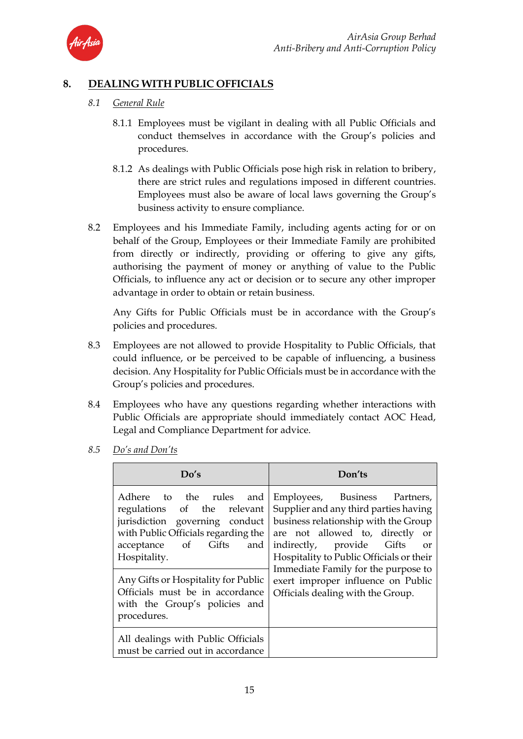## 8. DEALING WITH PUBLIC OFFICIALS

### 8.1 *General Rule*

8.1.1 Employees must be vigilant in dealing with all Public Officials and conduct themselves in accordance with the Group's policies and procedures.

8.1.2 As dealings with Public Officials pose high risk in relation to bribery, there are strict rules and regulations imposed in different countries. Employees must also be aware of local laws governing the Group's business activity to ensure compliance.

8.2 Employees and his Immediate Family, including agents acting for or on behalf of the Group, Employees or their Immediate Family are prohibited from directly or indirectly, providing or offering to give any gifts, authorising the payment of money or anything of value to the Public Officials, to influence any act or decision or to secure any other improper advantage in order to obtain or retain business.

Any Gifts for Public Officials must be in accordance with the Group's policies and procedures.

8.3 Employees are not allowed to provide Hospitality to Public Officials, that could influence, or be perceived to be capable of influencing, a business decision. Any Hospitality for Public Officials must be in accordance with the Group's policies and procedures.

8.4 Employees who have any questions regarding whether interactions with Public Officials are appropriate should immediately contact AOC Head, Legal and Compliance Department for advice.

### 8.5 *Do's and Don'ts*

| Do's | Don'ts |
|---|---|
| Adhere to the rules and regulations of the relevant jurisdiction governing conduct with Public Officials regarding the acceptance of Gifts and Hospitality. | Employees, Business Partners, Supplier and any third parties having business relationship with the Group are not allowed to, directly or indirectly, provide Gifts or Hospitality to Public Officials or their Immediate Family for the purpose to exert improper influence on Public Officials dealing with the Group. |
| Any Gifts or Hospitality for Public Officials must be in accordance with the Group's policies and procedures. | |
| All dealings with Public Officials must be carried out in accordance | |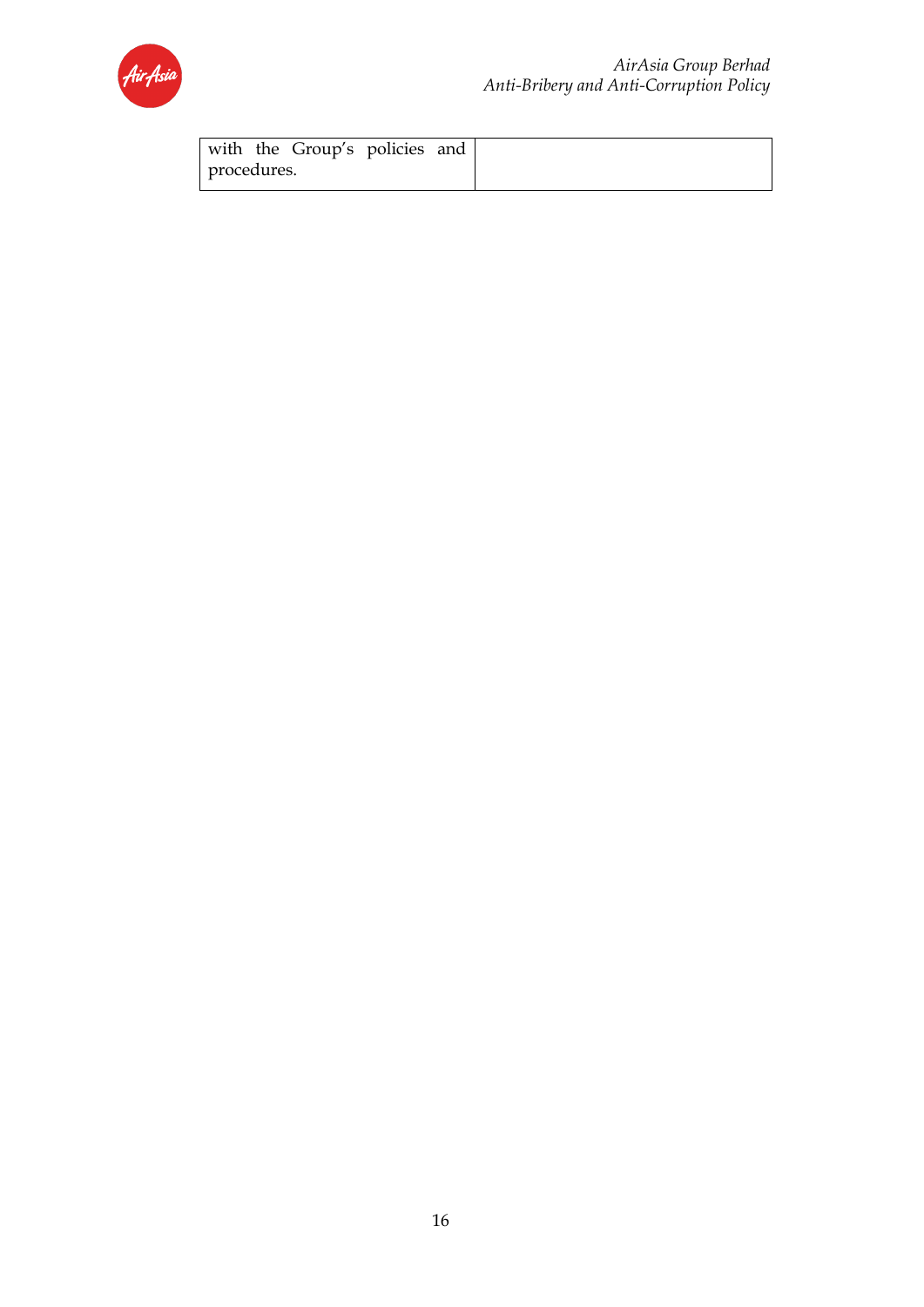| with the Group's policies and procedures. | |
|---|---|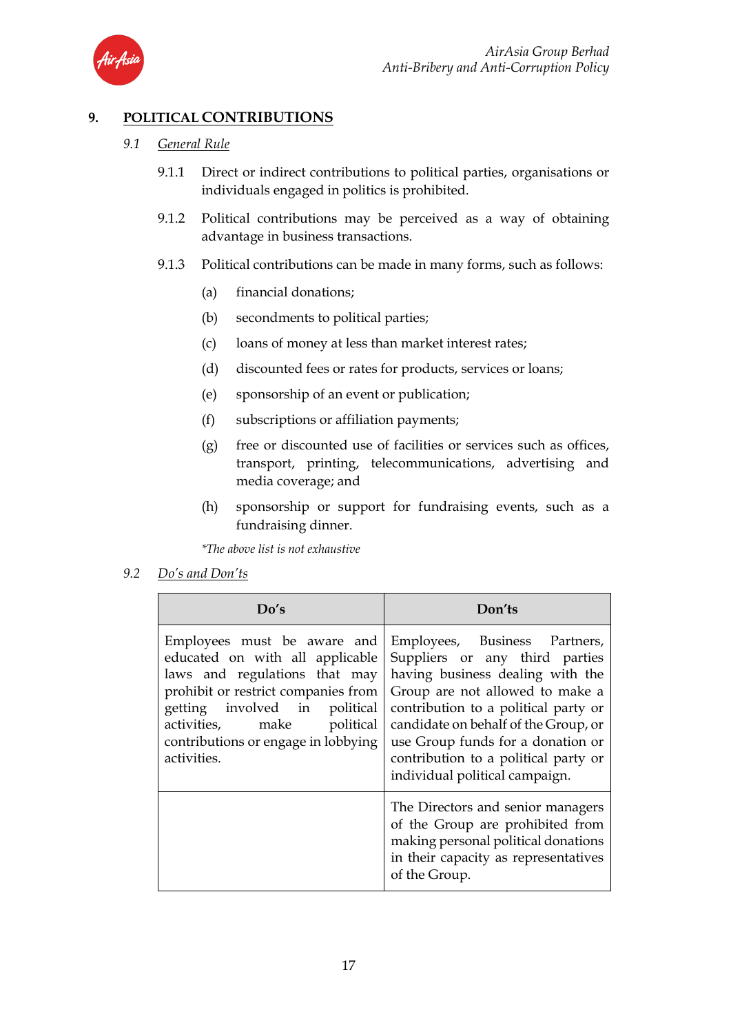## 9. POLITICAL CONTRIBUTIONS

### 9.1 *General Rule*

9.1.1 Direct or indirect contributions to political parties, organisations or individuals engaged in politics is prohibited.

9.1.2 Political contributions may be perceived as a way of obtaining advantage in business transactions.

9.1.3 Political contributions can be made in many forms, such as follows:

(a) financial donations;

(b) secondments to political parties;

(c) loans of money at less than market interest rates;

(d) discounted fees or rates for products, services or loans;

(e) sponsorship of an event or publication;

(f) subscriptions or affiliation payments;

(g) free or discounted use of facilities or services such as offices, transport, printing, telecommunications, advertising and media coverage; and

(h) sponsorship or support for fundraising events, such as a fundraising dinner.

*\*The above list is not exhaustive*

### 9.2 *Do's and Don'ts*

| Do's | Don'ts |
|---|---|
| Employees must be aware and educated on with all applicable laws and regulations that may prohibit or restrict companies from getting involved in political activities, make political contributions or engage in lobbying activities. | Employees, Business Partners, Suppliers or any third parties having business dealing with the Group are not allowed to make a contribution to a political party or candidate on behalf of the Group, or use Group funds for a donation or contribution to a political party or individual political campaign. |
| | The Directors and senior managers of the Group are prohibited from making personal political donations in their capacity as representatives of the Group. |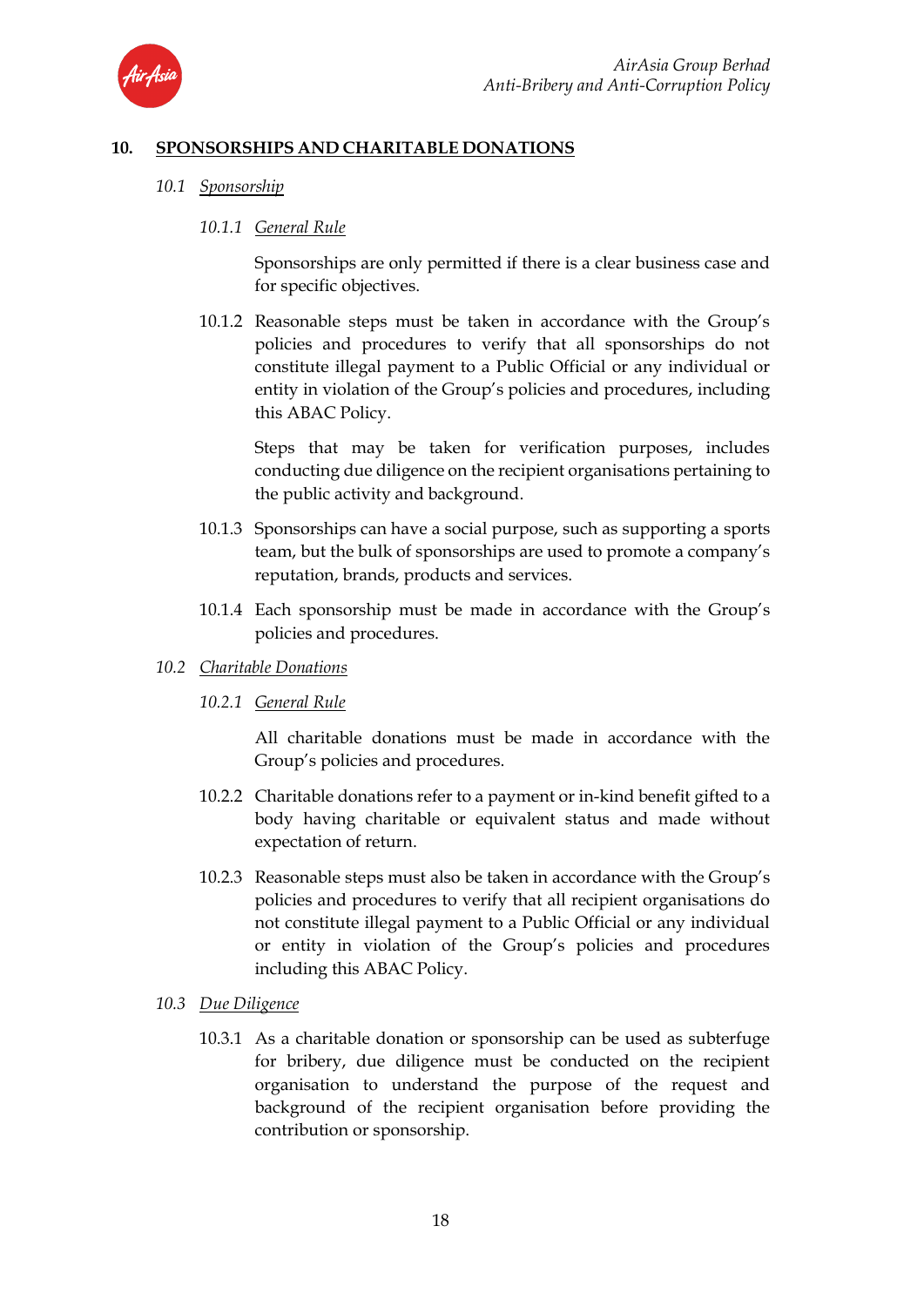## 10. SPONSORSHIPS AND CHARITABLE DONATIONS

### 10.1 *Sponsorship*

#### 10.1.1 *General Rule*

Sponsorships are only permitted if there is a clear business case and for specific objectives.

10.1.2 Reasonable steps must be taken in accordance with the Group's policies and procedures to verify that all sponsorships do not constitute illegal payment to a Public Official or any individual or entity in violation of the Group's policies and procedures, including this ABAC Policy.

Steps that may be taken for verification purposes, includes conducting due diligence on the recipient organisations pertaining to the public activity and background.

10.1.3 Sponsorships can have a social purpose, such as supporting a sports team, but the bulk of sponsorships are used to promote a company's reputation, brands, products and services.

10.1.4 Each sponsorship must be made in accordance with the Group's policies and procedures.

### 10.2 *Charitable Donations*

#### 10.2.1 *General Rule*

All charitable donations must be made in accordance with the Group's policies and procedures.

10.2.2 Charitable donations refer to a payment or in-kind benefit gifted to a body having charitable or equivalent status and made without expectation of return.

10.2.3 Reasonable steps must also be taken in accordance with the Group's policies and procedures to verify that all recipient organisations do not constitute illegal payment to a Public Official or any individual or entity in violation of the Group's policies and procedures including this ABAC Policy.

### 10.3 *Due Diligence*

10.3.1 As a charitable donation or sponsorship can be used as subterfuge for bribery, due diligence must be conducted on the recipient organisation to understand the purpose of the request and background of the recipient organisation before providing the contribution or sponsorship.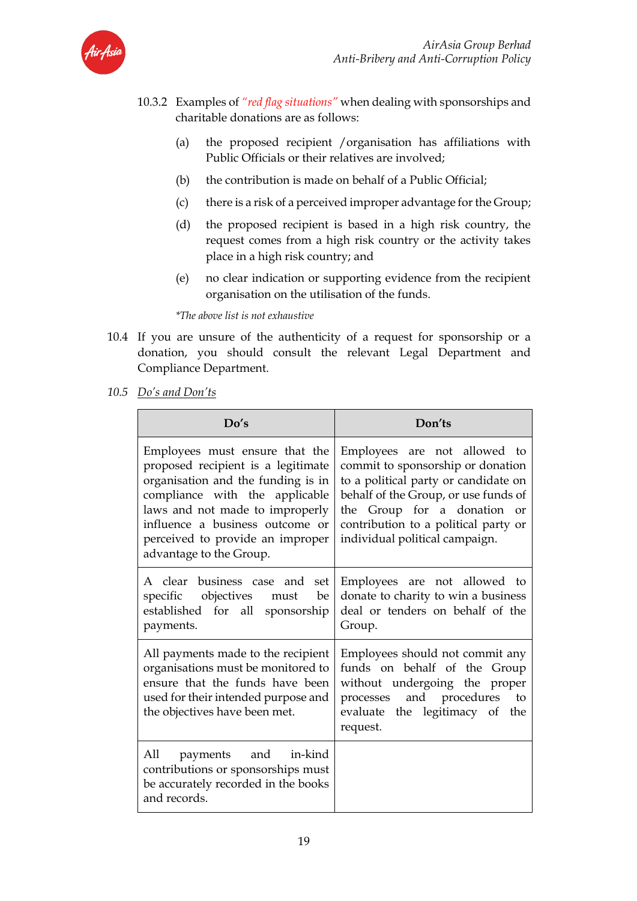10.3.2 Examples of *"red flag situations"* when dealing with sponsorships and charitable donations are as follows:

(a) the proposed recipient /organisation has affiliations with Public Officials or their relatives are involved;

(b) the contribution is made on behalf of a Public Official;

(c) there is a risk of a perceived improper advantage for the Group;

(d) the proposed recipient is based in a high risk country, the request comes from a high risk country or the activity takes place in a high risk country; and

(e) no clear indication or supporting evidence from the recipient organisation on the utilisation of the funds.

*\*The above list is not exhaustive*

10.4 If you are unsure of the authenticity of a request for sponsorship or a donation, you should consult the relevant Legal Department and Compliance Department.

*10.5 Do's and Don'ts*

| Do's | Don'ts |
|---|---|
| Employees must ensure that the proposed recipient is a legitimate organisation and the funding is in compliance with the applicable laws and not made to improperly influence a business outcome or perceived to provide an improper advantage to the Group. | Employees are not allowed to commit to sponsorship or donation to a political party or candidate on behalf of the Group, or use funds of the Group for a donation or contribution to a political party or individual political campaign. |
| A clear business case and set specific objectives must be established for all sponsorship payments. | Employees are not allowed to donate to charity to win a business deal or tenders on behalf of the Group. |
| All payments made to the recipient organisations must be monitored to ensure that the funds have been used for their intended purpose and the objectives have been met. | Employees should not commit any funds on behalf of the Group without undergoing the proper processes and procedures to evaluate the legitimacy of the request. |
| All payments and in-kind contributions or sponsorships must be accurately recorded in the books and records. | |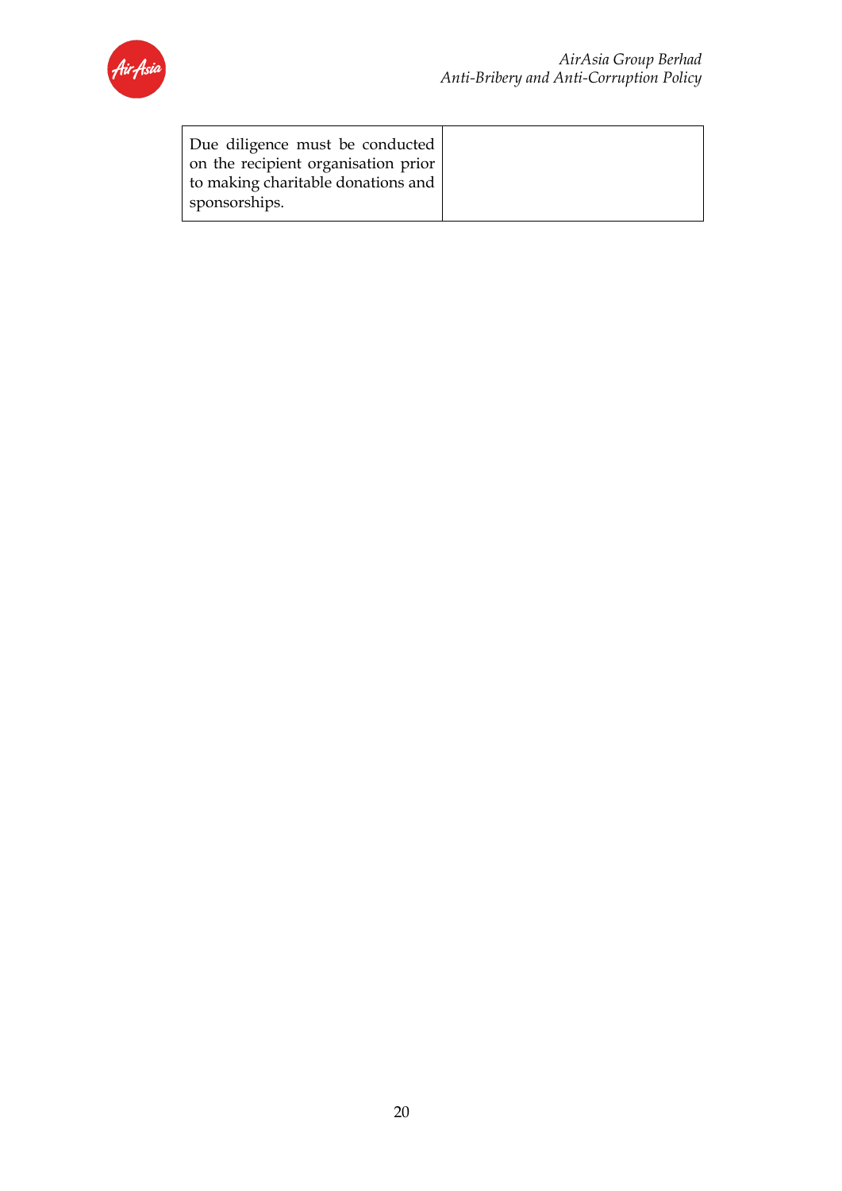| Due diligence must be conducted on the recipient organisation prior to making charitable donations and sponsorships. | |
|---|---|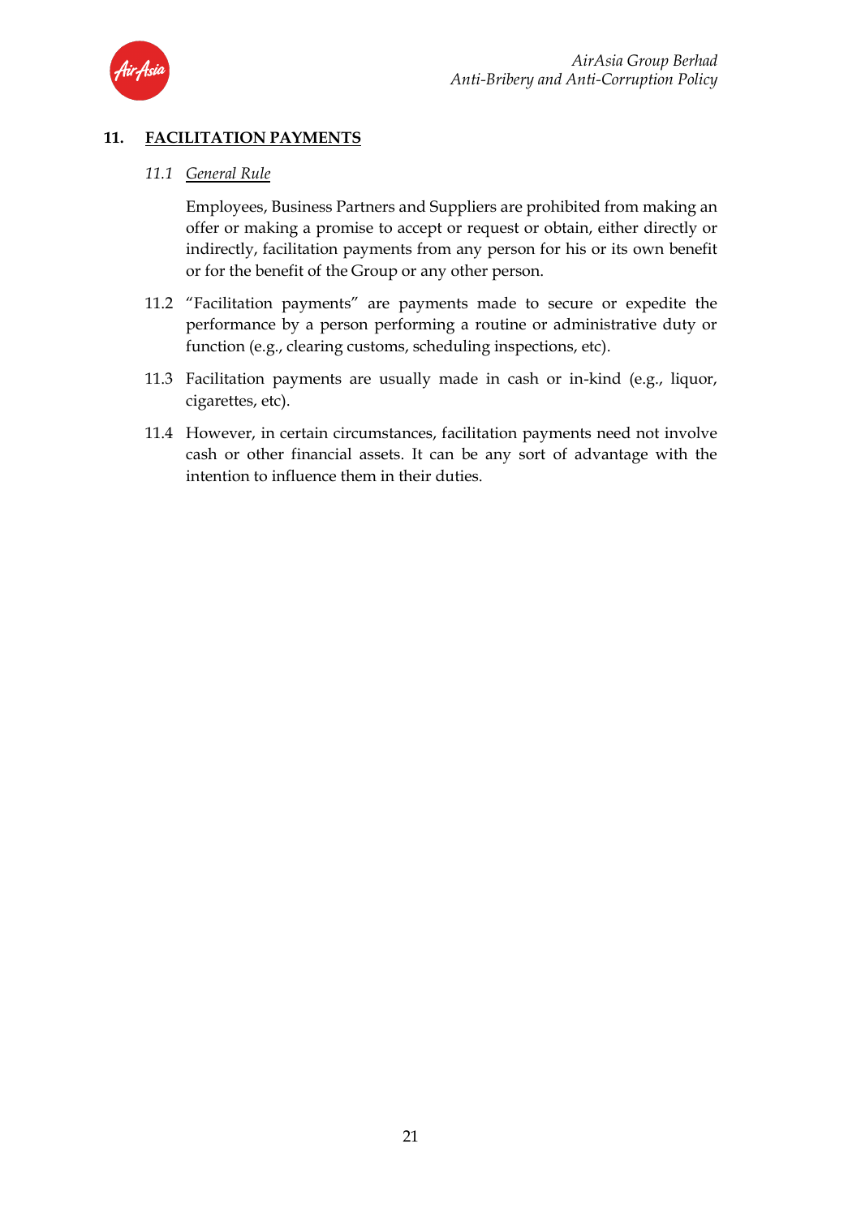## 11. FACILITATION PAYMENTS

### *11.1 General Rule*

Employees, Business Partners and Suppliers are prohibited from making an offer or making a promise to accept or request or obtain, either directly or indirectly, facilitation payments from any person for his or its own benefit or for the benefit of the Group or any other person.

11.2 "Facilitation payments" are payments made to secure or expedite the performance by a person performing a routine or administrative duty or function (e.g., clearing customs, scheduling inspections, etc).

11.3 Facilitation payments are usually made in cash or in-kind (e.g., liquor, cigarettes, etc).

11.4 However, in certain circumstances, facilitation payments need not involve cash or other financial assets. It can be any sort of advantage with the intention to influence them in their duties.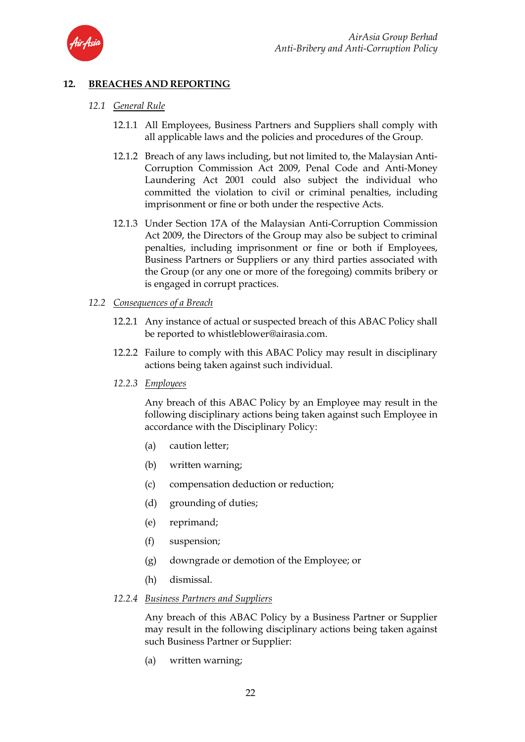## 12. BREACHES AND REPORTING

### *12.1 General Rule*

12.1.1 All Employees, Business Partners and Suppliers shall comply with all applicable laws and the policies and procedures of the Group.

12.1.2 Breach of any laws including, but not limited to, the Malaysian Anti-Corruption Commission Act 2009, Penal Code and Anti-Money Laundering Act 2001 could also subject the individual who committed the violation to civil or criminal penalties, including imprisonment or fine or both under the respective Acts.

12.1.3 Under Section 17A of the Malaysian Anti-Corruption Commission Act 2009, the Directors of the Group may also be subject to criminal penalties, including imprisonment or fine or both if Employees, Business Partners or Suppliers or any third parties associated with the Group (or any one or more of the foregoing) commits bribery or is engaged in corrupt practices.

### *12.2 Consequences of a Breach*

12.2.1 Any instance of actual or suspected breach of this ABAC Policy shall be reported to whistleblower@airasia.com.

12.2.2 Failure to comply with this ABAC Policy may result in disciplinary actions being taken against such individual.

*12.2.3 Employees*

Any breach of this ABAC Policy by an Employee may result in the following disciplinary actions being taken against such Employee in accordance with the Disciplinary Policy:

(a) caution letter;

(b) written warning;

(c) compensation deduction or reduction;

(d) grounding of duties;

(e) reprimand;

(f) suspension;

(g) downgrade or demotion of the Employee; or

(h) dismissal.

*12.2.4 Business Partners and Suppliers*

Any breach of this ABAC Policy by a Business Partner or Supplier may result in the following disciplinary actions being taken against such Business Partner or Supplier:

(a) written warning;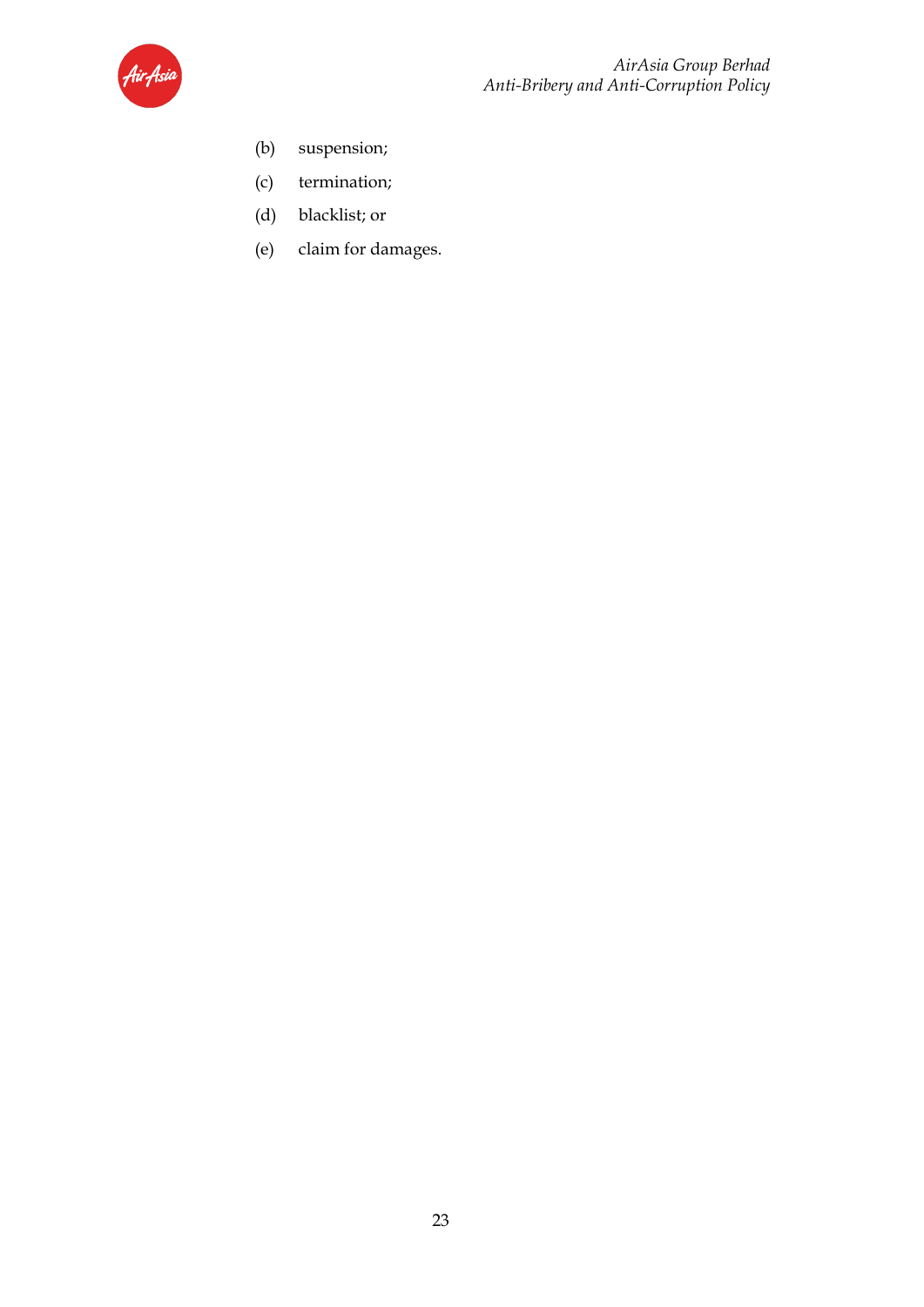(b) suspension;

(c) termination;

(d) blacklist; or

(e) claim for damages.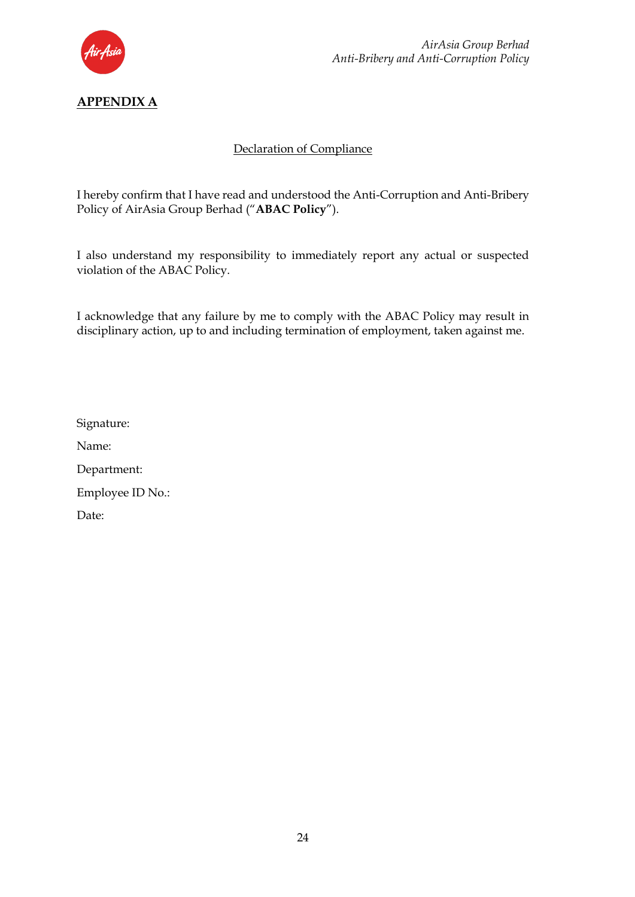**APPENDIX A**

Declaration of Compliance

I hereby confirm that I have read and understood the Anti-Corruption and Anti-Bribery Policy of AirAsia Group Berhad ("**ABAC Policy**").

I also understand my responsibility to immediately report any actual or suspected violation of the ABAC Policy.

I acknowledge that any failure by me to comply with the ABAC Policy may result in disciplinary action, up to and including termination of employment, taken against me.

Signature:

Name:

Department:

Employee ID No.:

Date: